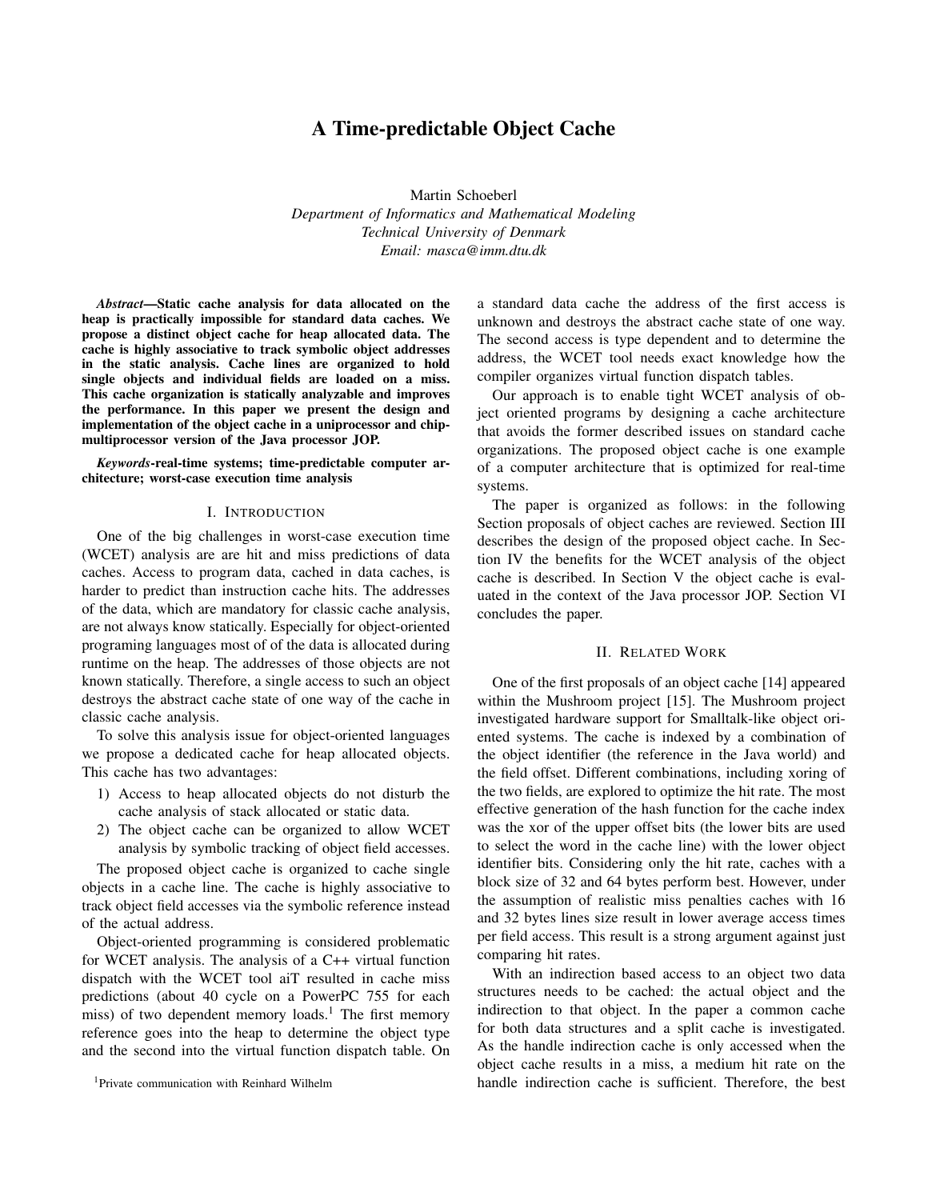# A Time-predictable Object Cache

Martin Schoeberl
*Department of Informatics and Mathematical Modeling*
*Technical University of Denmark*
*Email: masca@imm.dtu.dk*

***Abstract*—Static cache analysis for data allocated on the heap is practically impossible for standard data caches. We propose a distinct object cache for heap allocated data. The cache is highly associative to track symbolic object addresses in the static analysis. Cache lines are organized to hold single objects and individual fields are loaded on a miss. This cache organization is statically analyzable and improves the performance. In this paper we present the design and implementation of the object cache in a uniprocessor and chip-multiprocessor version of the Java processor JOP.**

***Keywords*-real-time systems; time-predictable computer architecture; worst-case execution time analysis**

## I. Introduction

One of the big challenges in worst-case execution time (WCET) analysis are are hit and miss predictions of data caches. Access to program data, cached in data caches, is harder to predict than instruction cache hits. The addresses of the data, which are mandatory for classic cache analysis, are not always know statically. Especially for object-oriented programing languages most of of the data is allocated during runtime on the heap. The addresses of those objects are not known statically. Therefore, a single access to such an object destroys the abstract cache state of one way of the cache in classic cache analysis.

To solve this analysis issue for object-oriented languages we propose a dedicated cache for heap allocated objects. This cache has two advantages:

1) Access to heap allocated objects do not disturb the cache analysis of stack allocated or static data.
2) The object cache can be organized to allow WCET analysis by symbolic tracking of object field accesses.

The proposed object cache is organized to cache single objects in a cache line. The cache is highly associative to track object field accesses via the symbolic reference instead of the actual address.

Object-oriented programming is considered problematic for WCET analysis. The analysis of a C++ virtual function dispatch with the WCET tool aiT resulted in cache miss predictions (about 40 cycle on a PowerPC 755 for each miss) of two dependent memory loads.[1] The first memory reference goes into the heap to determine the object type and the second into the virtual function dispatch table. On a standard data cache the address of the first access is unknown and destroys the abstract cache state of one way. The second access is type dependent and to determine the address, the WCET tool needs exact knowledge how the compiler organizes virtual function dispatch tables.

Our approach is to enable tight WCET analysis of object oriented programs by designing a cache architecture that avoids the former described issues on standard cache organizations. The proposed object cache is one example of a computer architecture that is optimized for real-time systems.

The paper is organized as follows: in the following Section proposals of object caches are reviewed. Section III describes the design of the proposed object cache. In Section IV the benefits for the WCET analysis of the object cache is described. In Section V the object cache is evaluated in the context of the Java processor JOP. Section VI concludes the paper.

[1] Private communication with Reinhard Wilhelm

## II. Related Work

One of the first proposals of an object cache [14] appeared within the Mushroom project [15]. The Mushroom project investigated hardware support for Smalltalk-like object oriented systems. The cache is indexed by a combination of the object identifier (the reference in the Java world) and the field offset. Different combinations, including xoring of the two fields, are explored to optimize the hit rate. The most effective generation of the hash function for the cache index was the xor of the upper offset bits (the lower bits are used to select the word in the cache line) with the lower object identifier bits. Considering only the hit rate, caches with a block size of 32 and 64 bytes perform best. However, under the assumption of realistic miss penalties caches with 16 and 32 bytes lines size result in lower average access times per field access. This result is a strong argument against just comparing hit rates.

With an indirection based access to an object two data structures needs to be cached: the actual object and the indirection to that object. In the paper a common cache for both data structures and a split cache is investigated. As the handle indirection cache is only accessed when the object cache results in a miss, a medium hit rate on the handle indirection cache is sufficient. Therefore, the best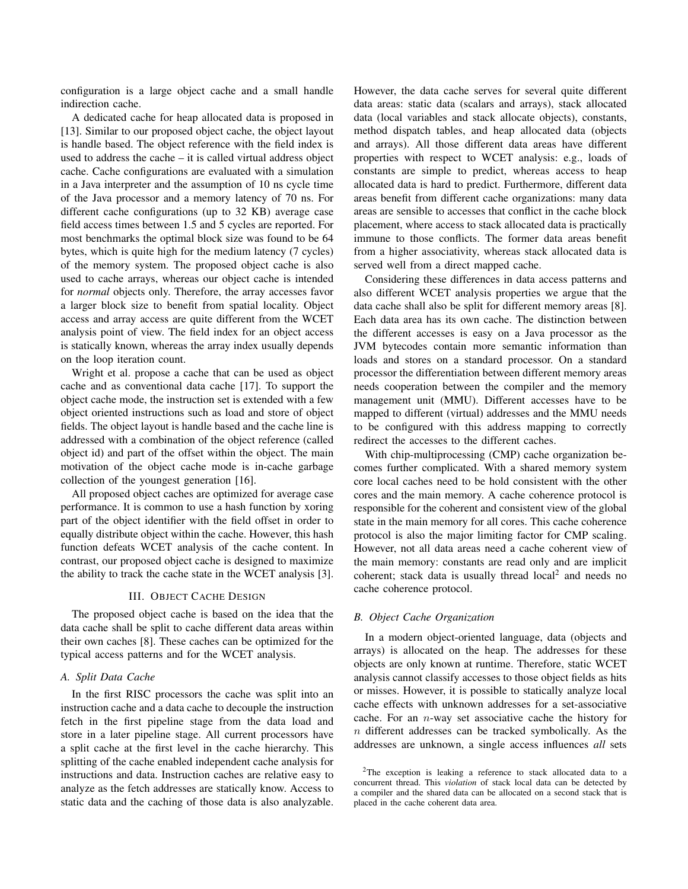configuration is a large object cache and a small handle indirection cache.

A dedicated cache for heap allocated data is proposed in [13]. Similar to our proposed object cache, the object layout is handle based. The object reference with the field index is used to address the cache – it is called virtual address object cache. Cache configurations are evaluated with a simulation in a Java interpreter and the assumption of 10 ns cycle time of the Java processor and a memory latency of 70 ns. For different cache configurations (up to 32 KB) average case field access times between 1.5 and 5 cycles are reported. For most benchmarks the optimal block size was found to be 64 bytes, which is quite high for the medium latency (7 cycles) of the memory system. The proposed object cache is also used to cache arrays, whereas our object cache is intended for *normal* objects only. Therefore, the array accesses favor a larger block size to benefit from spatial locality. Object access and array access are quite different from the WCET analysis point of view. The field index for an object access is statically known, whereas the array index usually depends on the loop iteration count.

Wright et al. propose a cache that can be used as object cache and as conventional data cache [17]. To support the object cache mode, the instruction set is extended with a few object oriented instructions such as load and store of object fields. The object layout is handle based and the cache line is addressed with a combination of the object reference (called object id) and part of the offset within the object. The main motivation of the object cache mode is in-cache garbage collection of the youngest generation [16].

All proposed object caches are optimized for average case performance. It is common to use a hash function by xoring part of the object identifier with the field offset in order to equally distribute object within the cache. However, this hash function defeats WCET analysis of the cache content. In contrast, our proposed object cache is designed to maximize the ability to track the cache state in the WCET analysis [3].

## III. Object Cache Design

The proposed object cache is based on the idea that the data cache shall be split to cache different data areas within their own caches [8]. These caches can be optimized for the typical access patterns and for the WCET analysis.

### A. Split Data Cache

In the first RISC processors the cache was split into an instruction cache and a data cache to decouple the instruction fetch in the first pipeline stage from the data load and store in a later pipeline stage. All current processors have a split cache at the first level in the cache hierarchy. This splitting of the cache enabled independent cache analysis for instructions and data. Instruction caches are relative easy to analyze as the fetch addresses are statically know. Access to static data and the caching of those data is also analyzable. However, the data cache serves for several quite different data areas: static data (scalars and arrays), stack allocated data (local variables and stack allocate objects), constants, method dispatch tables, and heap allocated data (objects and arrays). All those different data areas have different properties with respect to WCET analysis: e.g., loads of constants are simple to predict, whereas access to heap allocated data is hard to predict. Furthermore, different data areas benefit from different cache organizations: many data areas are sensible to accesses that conflict in the cache block placement, where access to stack allocated data is practically immune to those conflicts. The former data areas benefit from a higher associativity, whereas stack allocated data is served well from a direct mapped cache.

Considering these differences in data access patterns and also different WCET analysis properties we argue that the data cache shall also be split for different memory areas [8]. Each data area has its own cache. The distinction between the different accesses is easy on a Java processor as the JVM bytecodes contain more semantic information than loads and stores on a standard processor. On a standard processor the differentiation between different memory areas needs cooperation between the compiler and the memory management unit (MMU). Different accesses have to be mapped to different (virtual) addresses and the MMU needs to be configured with this address mapping to correctly redirect the accesses to the different caches.

With chip-multiprocessing (CMP) cache organization becomes further complicated. With a shared memory system core local caches need to be hold consistent with the other cores and the main memory. A cache coherence protocol is responsible for the coherent and consistent view of the global state in the main memory for all cores. This cache coherence protocol is also the major limiting factor for CMP scaling. However, not all data areas need a cache coherent view of the main memory: constants are read only and are implicit coherent; stack data is usually thread local[2] and needs no cache coherence protocol.

### B. Object Cache Organization

In a modern object-oriented language, data (objects and arrays) is allocated on the heap. The addresses for these objects are only known at runtime. Therefore, static WCET analysis cannot classify accesses to those object fields as hits or misses. However, it is possible to statically analyze local cache effects with unknown addresses for a set-associative cache. For an $n$-way set associative cache the history for $n$ different addresses can be tracked symbolically. As the addresses are unknown, a single access influences *all* sets

[2] The exception is leaking a reference to stack allocated data to a concurrent thread. This *violation* of stack local data can be detected by a compiler and the shared data can be allocated on a second stack that is placed in the cache coherent data area.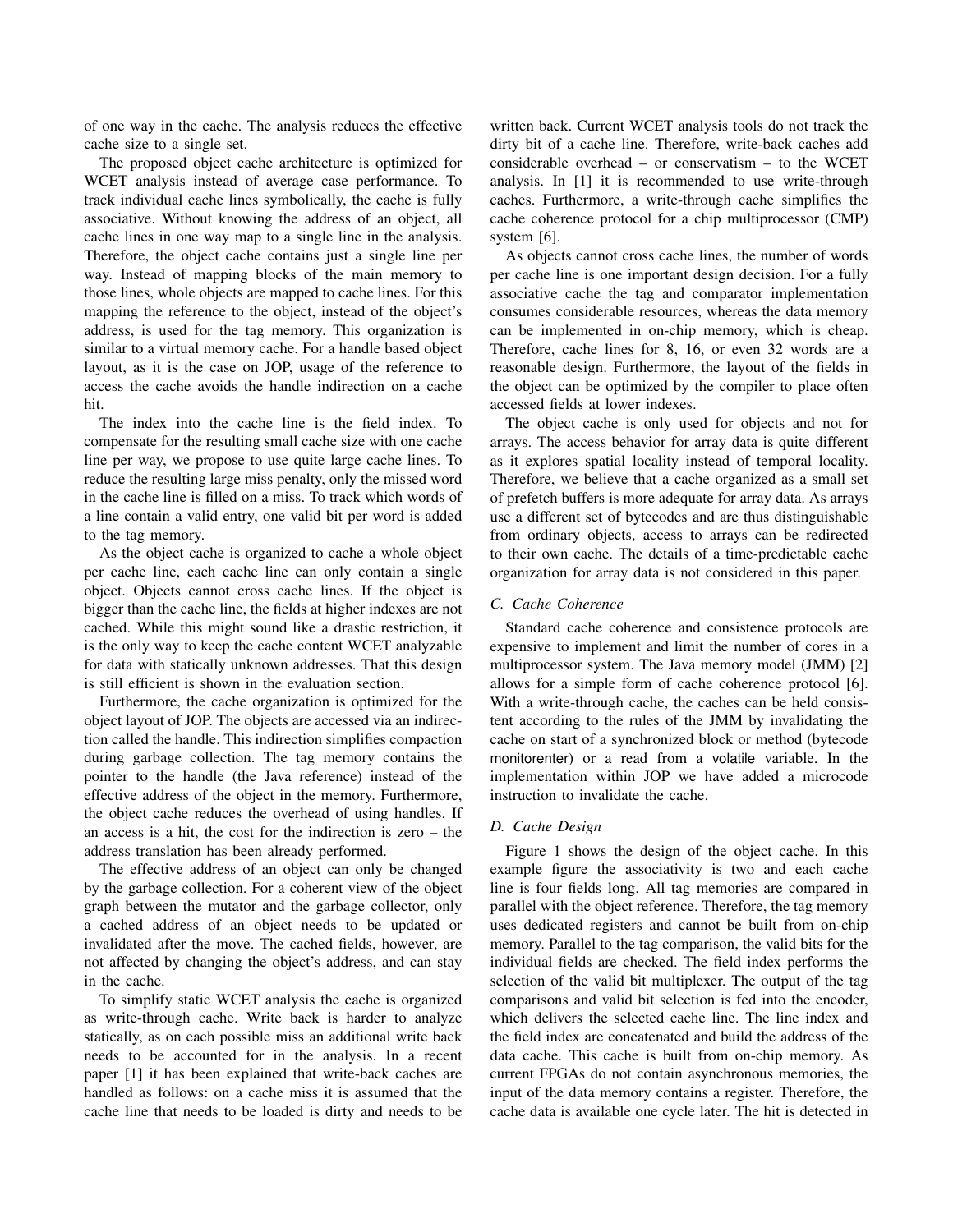of one way in the cache. The analysis reduces the effective cache size to a single set.

The proposed object cache architecture is optimized for WCET analysis instead of average case performance. To track individual cache lines symbolically, the cache is fully associative. Without knowing the address of an object, all cache lines in one way map to a single line in the analysis. Therefore, the object cache contains just a single line per way. Instead of mapping blocks of the main memory to those lines, whole objects are mapped to cache lines. For this mapping the reference to the object, instead of the object's address, is used for the tag memory. This organization is similar to a virtual memory cache. For a handle based object layout, as it is the case on JOP, usage of the reference to access the cache avoids the handle indirection on a cache hit.

The index into the cache line is the field index. To compensate for the resulting small cache size with one cache line per way, we propose to use quite large cache lines. To reduce the resulting large miss penalty, only the missed word in the cache line is filled on a miss. To track which words of a line contain a valid entry, one valid bit per word is added to the tag memory.

As the object cache is organized to cache a whole object per cache line, each cache line can only contain a single object. Objects cannot cross cache lines. If the object is bigger than the cache line, the fields at higher indexes are not cached. While this might sound like a drastic restriction, it is the only way to keep the cache content WCET analyzable for data with statically unknown addresses. That this design is still efficient is shown in the evaluation section.

Furthermore, the cache organization is optimized for the object layout of JOP. The objects are accessed via an indirection called the handle. This indirection simplifies compaction during garbage collection. The tag memory contains the pointer to the handle (the Java reference) instead of the effective address of the object in the memory. Furthermore, the object cache reduces the overhead of using handles. If an access is a hit, the cost for the indirection is zero – the address translation has been already performed.

The effective address of an object can only be changed by the garbage collection. For a coherent view of the object graph between the mutator and the garbage collector, only a cached address of an object needs to be updated or invalidated after the move. The cached fields, however, are not affected by changing the object's address, and can stay in the cache.

To simplify static WCET analysis the cache is organized as write-through cache. Write back is harder to analyze statically, as on each possible miss an additional write back needs to be accounted for in the analysis. In a recent paper [1] it has been explained that write-back caches are handled as follows: on a cache miss it is assumed that the cache line that needs to be loaded is dirty and needs to be written back. Current WCET analysis tools do not track the dirty bit of a cache line. Therefore, write-back caches add considerable overhead – or conservatism – to the WCET analysis. In [1] it is recommended to use write-through caches. Furthermore, a write-through cache simplifies the cache coherence protocol for a chip multiprocessor (CMP) system [6].

As objects cannot cross cache lines, the number of words per cache line is one important design decision. For a fully associative cache the tag and comparator implementation consumes considerable resources, whereas the data memory can be implemented in on-chip memory, which is cheap. Therefore, cache lines for 8, 16, or even 32 words are a reasonable design. Furthermore, the layout of the fields in the object can be optimized by the compiler to place often accessed fields at lower indexes.

The object cache is only used for objects and not for arrays. The access behavior for array data is quite different as it explores spatial locality instead of temporal locality. Therefore, we believe that a cache organized as a small set of prefetch buffers is more adequate for array data. As arrays use a different set of bytecodes and are thus distinguishable from ordinary objects, access to arrays can be redirected to their own cache. The details of a time-predictable cache organization for array data is not considered in this paper.

### C. Cache Coherence

Standard cache coherence and consistence protocols are expensive to implement and limit the number of cores in a multiprocessor system. The Java memory model (JMM) [2] allows for a simple form of cache coherence protocol [6]. With a write-through cache, the caches can be held consistent according to the rules of the JMM by invalidating the cache on start of a synchronized block or method (bytecode `monitorenter`) or a read from a `volatile` variable. In the implementation within JOP we have added a microcode instruction to invalidate the cache.

### D. Cache Design

Figure 1 shows the design of the object cache. In this example figure the associativity is two and each cache line is four fields long. All tag memories are compared in parallel with the object reference. Therefore, the tag memory uses dedicated registers and cannot be built from on-chip memory. Parallel to the tag comparison, the valid bits for the individual fields are checked. The field index performs the selection of the valid bit multiplexer. The output of the tag comparisons and valid bit selection is fed into the encoder, which delivers the selected cache line. The line index and the field index are concatenated and build the address of the data cache. This cache is built from on-chip memory. As current FPGAs do not contain asynchronous memories, the input of the data memory contains a register. Therefore, the cache data is available one cycle later. The hit is detected in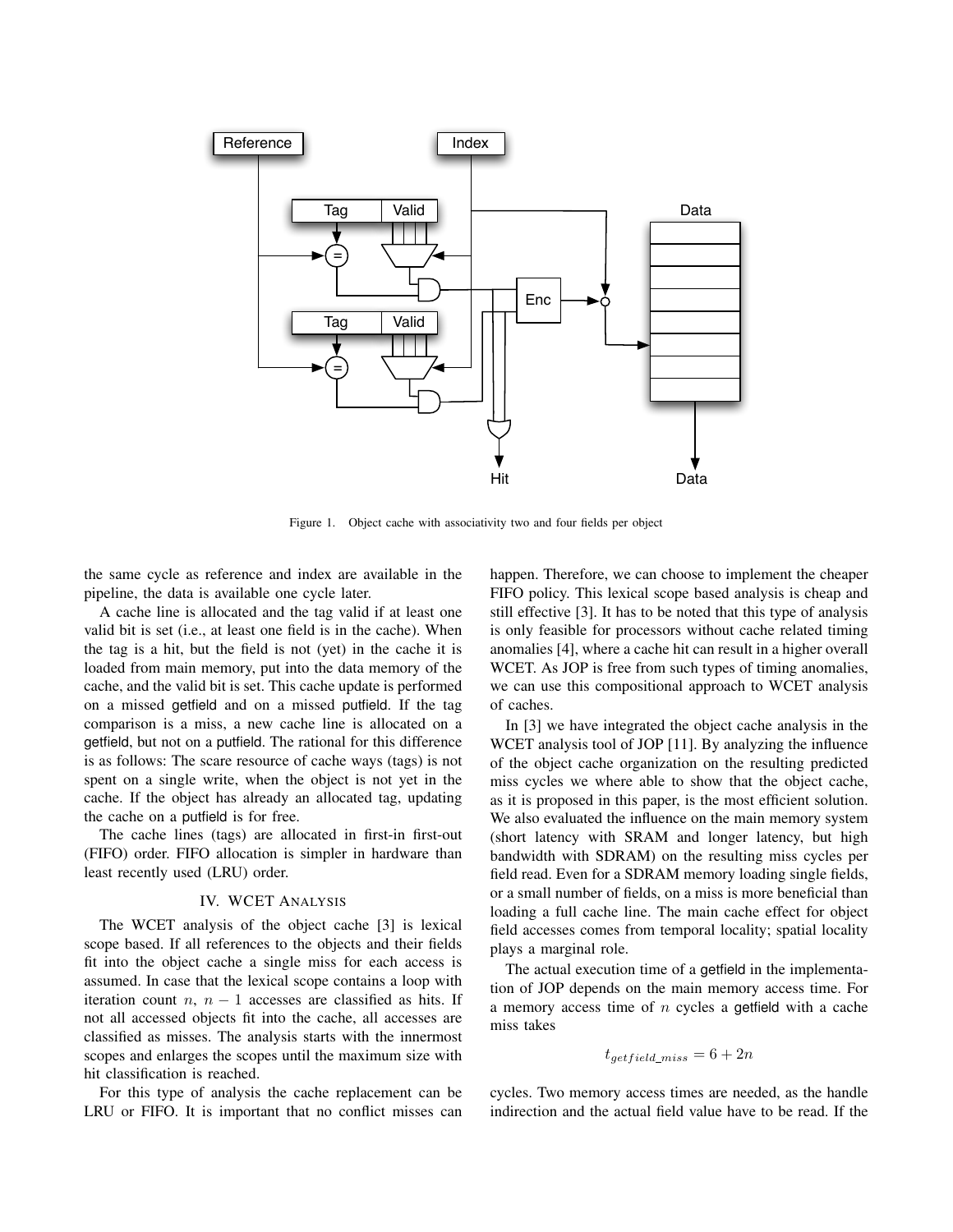Reference

Index

Tag

Valid

Data

Enc

Tag

Valid

Hit

Data

Figure 1. Object cache with associativity two and four fields per object

the same cycle as reference and index are available in the pipeline, the data is available one cycle later.

A cache line is allocated and the tag valid if at least one valid bit is set (i.e., at least one field is in the cache). When the tag is a hit, but the field is not (yet) in the cache it is loaded from main memory, put into the data memory of the cache, and the valid bit is set. This cache update is performed on a missed getfield and on a missed putfield. If the tag comparison is a miss, a new cache line is allocated on a getfield, but not on a putfield. The rational for this difference is as follows: The scare resource of cache ways (tags) is not spent on a single write, when the object is not yet in the cache. If the object has already an allocated tag, updating the cache on a putfield is for free.

The cache lines (tags) are allocated in first-in first-out (FIFO) order. FIFO allocation is simpler in hardware than least recently used (LRU) order.

## IV. WCET Analysis

The WCET analysis of the object cache [3] is lexical scope based. If all references to the objects and their fields fit into the object cache a single miss for each access is assumed. In case that the lexical scope contains a loop with iteration count $n$, $n-1$ accesses are classified as hits. If not all accessed objects fit into the cache, all accesses are classified as misses. The analysis starts with the innermost scopes and enlarges the scopes until the maximum size with hit classification is reached.

For this type of analysis the cache replacement can be LRU or FIFO. It is important that no conflict misses can happen. Therefore, we can choose to implement the cheaper FIFO policy. This lexical scope based analysis is cheap and still effective [3]. It has to be noted that this type of analysis is only feasible for processors without cache related timing anomalies [4], where a cache hit can result in a higher overall WCET. As JOP is free from such types of timing anomalies, we can use this compositional approach to WCET analysis of caches.

In [3] we have integrated the object cache analysis in the WCET analysis tool of JOP [11]. By analyzing the influence of the object cache organization on the resulting predicted miss cycles we where able to show that the object cache, as it is proposed in this paper, is the most efficient solution. We also evaluated the influence on the main memory system (short latency with SRAM and longer latency, but high bandwidth with SDRAM) on the resulting miss cycles per field read. Even for a SDRAM memory loading single fields, or a small number of fields, on a miss is more beneficial than loading a full cache line. The main cache effect for object field accesses comes from temporal locality; spatial locality plays a marginal role.

The actual execution time of a getfield in the implementation of JOP depends on the main memory access time. For a memory access time of $n$ cycles a getfield with a cache miss takes

$$t_{getfield\_miss} = 6 + 2n$$

cycles. Two memory access times are needed, as the handle indirection and the actual field value have to be read. If the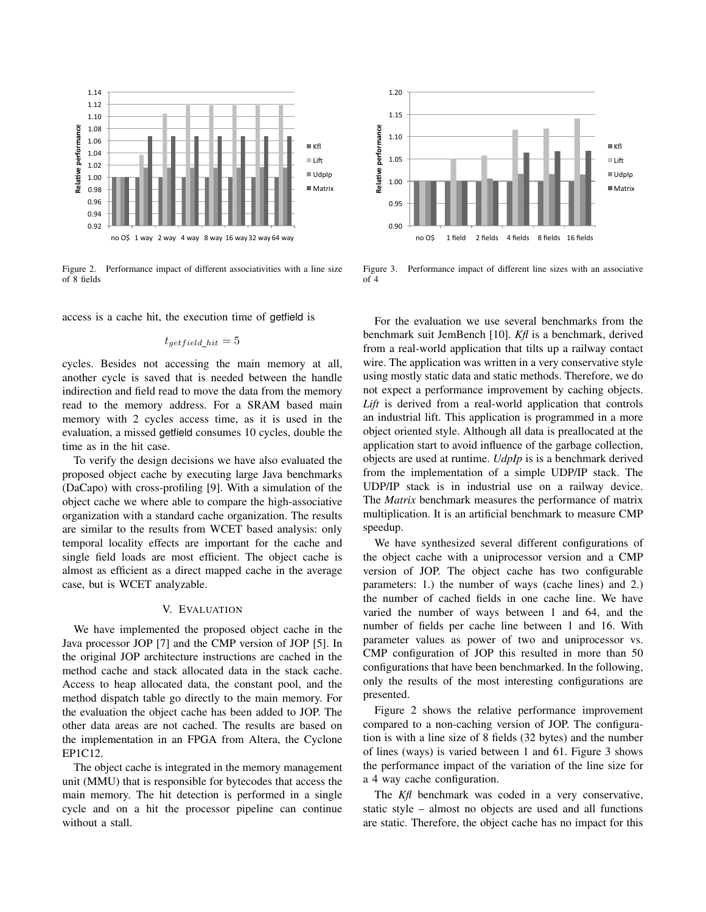1.14
1.12
1.10
1.08
1.06
1.04
1.02
1.00
0.98
0.96
0.94
0.92

Relative performance

no O$ 1 way 2 way 4 way 8 way 16 way 32 way 64 way

Kfl
Lift
UdpIp
Matrix

Figure 2. Performance impact of different associativities with a line size of 8 fields

1.20
1.15
1.10
1.05
1.00
0.95
0.90

Relative performance

no O$ 1 field 2 fields 4 fields 8 fields 16 fields

Kfl
Lift
UdpIp
Matrix

Figure 3. Performance impact of different line sizes with an associative of 4

access is a cache hit, the execution time of getfield is

$$t_{getfield\_hit} = 5$$

cycles. Besides not accessing the main memory at all, another cycle is saved that is needed between the handle indirection and field read to move the data from the memory read to the memory address. For a SRAM based main memory with 2 cycles access time, as it is used in the evaluation, a missed getfield consumes 10 cycles, double the time as in the hit case.

To verify the design decisions we have also evaluated the proposed object cache by executing large Java benchmarks (DaCapo) with cross-profiling [9]. With a simulation of the object cache we where able to compare the high-associative organization with a standard cache organization. The results are similar to the results from WCET based analysis: only temporal locality effects are important for the cache and single field loads are most efficient. The object cache is almost as efficient as a direct mapped cache in the average case, but is WCET analyzable.

## V. Evaluation

We have implemented the proposed object cache in the Java processor JOP [7] and the CMP version of JOP [5]. In the original JOP architecture instructions are cached in the method cache and stack allocated data in the stack cache. Access to heap allocated data, the constant pool, and the method dispatch table go directly to the main memory. For the evaluation the object cache has been added to JOP. The other data areas are not cached. The results are based on the implementation in an FPGA from Altera, the Cyclone EP1C12.

The object cache is integrated in the memory management unit (MMU) that is responsible for bytecodes that access the main memory. The hit detection is performed in a single cycle and on a hit the processor pipeline can continue without a stall.

For the evaluation we use several benchmarks from the benchmark suit JemBench [10]. *Kfl* is a benchmark, derived from a real-world application that tilts up a railway contact wire. The application was written in a very conservative style using mostly static data and static methods. Therefore, we do not expect a performance improvement by caching objects. *Lift* is derived from a real-world application that controls an industrial lift. This application is programmed in a more object oriented style. Although all data is preallocated at the application start to avoid influence of the garbage collection, objects are used at runtime. *UdpIp* is is a benchmark derived from the implementation of a simple UDP/IP stack. The UDP/IP stack is in industrial use on a railway device. The *Matrix* benchmark measures the performance of matrix multiplication. It is an artificial benchmark to measure CMP speedup.

We have synthesized several different configurations of the object cache with a uniprocessor version and a CMP version of JOP. The object cache has two configurable parameters: 1.) the number of ways (cache lines) and 2.) the number of cached fields in one cache line. We have varied the number of ways between 1 and 64, and the number of fields per cache line between 1 and 16. With parameter values as power of two and uniprocessor vs. CMP configuration of JOP this resulted in more than 50 configurations that have been benchmarked. In the following, only the results of the most interesting configurations are presented.

Figure 2 shows the relative performance improvement compared to a non-caching version of JOP. The configuration is with a line size of 8 fields (32 bytes) and the number of lines (ways) is varied between 1 and 61. Figure 3 shows the performance impact of the variation of the line size for a 4 way cache configuration.

The *Kfl* benchmark was coded in a very conservative, static style – almost no objects are used and all functions are static. Therefore, the object cache has no impact for this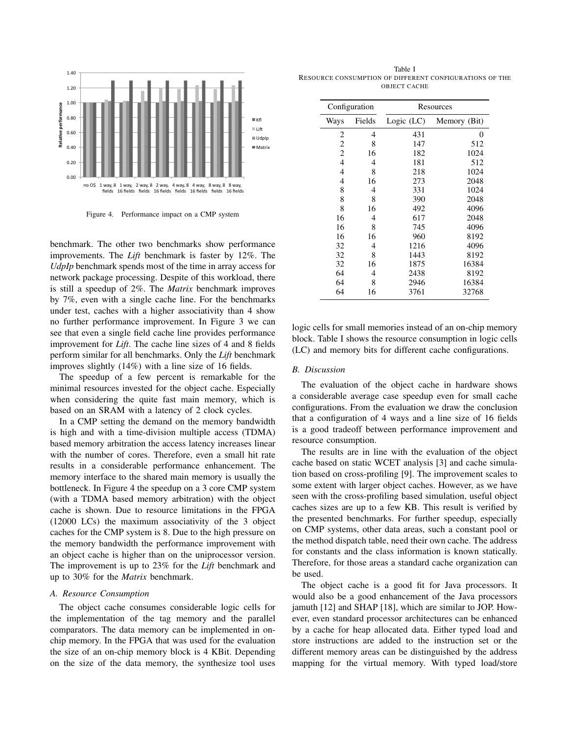1.40
1.20
1.00
0.80
0.60
0.40
0.20
0.00

Relative performance

no O$
1 way, 8 fields
1 way, 16 fields
2 way, 8 fields
2 way, 16 fields
4 way, 8 fields
4 way, 16 fields
8 way, 8 fields
8 way, 16 fields

Kfl
Lift
UdpIp
Matrix

Figure 4. Performance impact on a CMP system

benchmark. The other two benchmarks show performance improvements. The *Lift* benchmark is faster by 12%. The *UdpIp* benchmark spends most of the time in array access for network package processing. Despite of this workload, there is still a speedup of 2%. The *Matrix* benchmark improves by 7%, even with a single cache line. For the benchmarks under test, caches with a higher associativity than 4 show no further performance improvement. In Figure 3 we can see that even a single field cache line provides performance improvement for *Lift*. The cache line sizes of 4 and 8 fields perform similar for all benchmarks. Only the *Lift* benchmark improves slightly (14%) with a line size of 16 fields.

The speedup of a few percent is remarkable for the minimal resources invested for the object cache. Especially when considering the quite fast main memory, which is based on an SRAM with a latency of 2 clock cycles.

In a CMP setting the demand on the memory bandwidth is high and with a time-division multiple access (TDMA) based memory arbitration the access latency increases linear with the number of cores. Therefore, even a small hit rate results in a considerable performance enhancement. The memory interface to the shared main memory is usually the bottleneck. In Figure 4 the speedup on a 3 core CMP system (with a TDMA based memory arbitration) with the object cache is shown. Due to resource limitations in the FPGA (12000 LCs) the maximum associativity of the 3 object caches for the CMP system is 8. Due to the high pressure on the memory bandwidth the performance improvement with an object cache is higher than on the uniprocessor version. The improvement is up to 23% for the *Lift* benchmark and up to 30% for the *Matrix* benchmark.

### A. Resource Consumption

The object cache consumes considerable logic cells for the implementation of the tag memory and the parallel comparators. The data memory can be implemented in on-chip memory. In the FPGA that was used for the evaluation the size of an on-chip memory block is 4 KBit. Depending on the size of the data memory, the synthesize tool uses logic cells for small memories instead of an on-chip memory block. Table I shows the resource consumption in logic cells (LC) and memory bits for different cache configurations.

Table I
RESOURCE CONSUMPTION OF DIFFERENT CONFIGURATIONS OF THE OBJECT CACHE

| Configuration | | Resources | |
|---|---|---|---|
| Ways | Fields | Logic (LC) | Memory (Bit) |
| 2 | 4 | 431 | 0 |
| 2 | 8 | 147 | 512 |
| 2 | 16 | 182 | 1024 |
| 4 | 4 | 181 | 512 |
| 4 | 8 | 218 | 1024 |
| 4 | 16 | 273 | 2048 |
| 8 | 4 | 331 | 1024 |
| 8 | 8 | 390 | 2048 |
| 8 | 16 | 492 | 4096 |
| 16 | 4 | 617 | 2048 |
| 16 | 8 | 745 | 4096 |
| 16 | 16 | 960 | 8192 |
| 32 | 4 | 1216 | 4096 |
| 32 | 8 | 1443 | 8192 |
| 32 | 16 | 1875 | 16384 |
| 64 | 4 | 2438 | 8192 |
| 64 | 8 | 2946 | 16384 |
| 64 | 16 | 3761 | 32768 |

### B. Discussion

The evaluation of the object cache in hardware shows a considerable average case speedup even for small cache configurations. From the evaluation we draw the conclusion that a configuration of 4 ways and a line size of 16 fields is a good tradeoff between performance improvement and resource consumption.

The results are in line with the evaluation of the object cache based on static WCET analysis [3] and cache simulation based on cross-profiling [9]. The improvement scales to some extent with larger object caches. However, as we have seen with the cross-profiling based simulation, useful object caches sizes are up to a few KB. This result is verified by the presented benchmarks. For further speedup, especially on CMP systems, other data areas, such a constant pool or the method dispatch table, need their own cache. The address for constants and the class information is known statically. Therefore, for those areas a standard cache organization can be used.

The object cache is a good fit for Java processors. It would also be a good enhancement of the Java processors jamuth [12] and SHAP [18], which are similar to JOP. However, even standard processor architectures can be enhanced by a cache for heap allocated data. Either typed load and store instructions are added to the instruction set or the different memory areas can be distinguished by the address mapping for the virtual memory. With typed load/store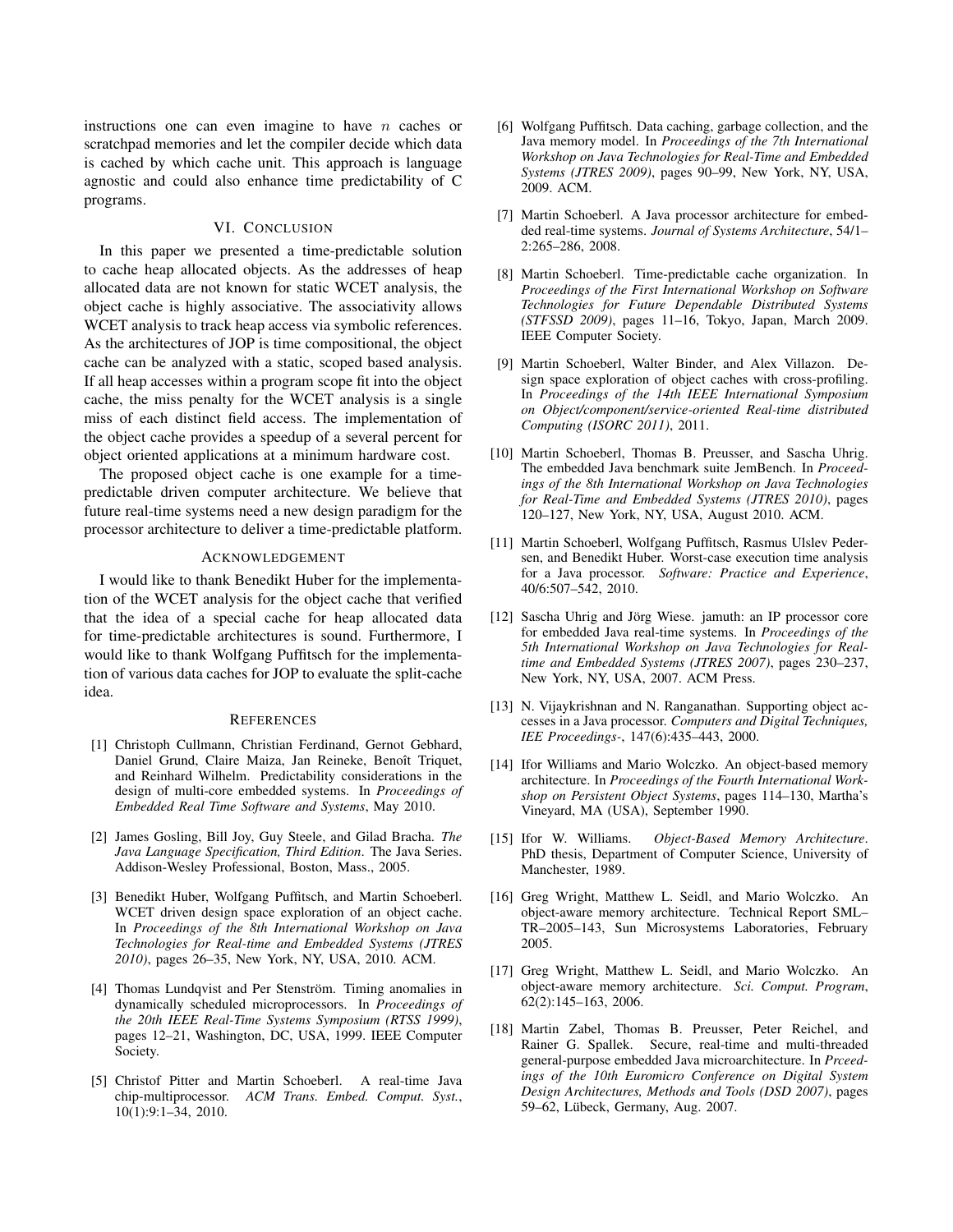instructions one can even imagine to have $n$ caches or scratchpad memories and let the compiler decide which data is cached by which cache unit. This approach is language agnostic and could also enhance time predictability of C programs.

## VI. Conclusion

In this paper we presented a time-predictable solution to cache heap allocated objects. As the addresses of heap allocated data are not known for static WCET analysis, the object cache is highly associative. The associativity allows WCET analysis to track heap access via symbolic references. As the architectures of JOP is time compositional, the object cache can be analyzed with a static, scoped based analysis. If all heap accesses within a program scope fit into the object cache, the miss penalty for the WCET analysis is a single miss of each distinct field access. The implementation of the object cache provides a speedup of a several percent for object oriented applications at a minimum hardware cost.

The proposed object cache is one example for a time-predictable driven computer architecture. We believe that future real-time systems need a new design paradigm for the processor architecture to deliver a time-predictable platform.

## Acknowledgement

I would like to thank Benedikt Huber for the implementation of the WCET analysis for the object cache that verified that the idea of a special cache for heap allocated data for time-predictable architectures is sound. Furthermore, I would like to thank Wolfgang Puffitsch for the implementation of various data caches for JOP to evaluate the split-cache idea.

## References

[1] Christoph Cullmann, Christian Ferdinand, Gernot Gebhard, Daniel Grund, Claire Maiza, Jan Reineke, Benoît Triquet, and Reinhard Wilhelm. Predictability considerations in the design of multi-core embedded systems. In *Proceedings of Embedded Real Time Software and Systems*, May 2010.

[2] James Gosling, Bill Joy, Guy Steele, and Gilad Bracha. *The Java Language Specification, Third Edition*. The Java Series. Addison-Wesley Professional, Boston, Mass., 2005.

[3] Benedikt Huber, Wolfgang Puffitsch, and Martin Schoeberl. WCET driven design space exploration of an object cache. In *Proceedings of the 8th International Workshop on Java Technologies for Real-time and Embedded Systems (JTRES 2010)*, pages 26–35, New York, NY, USA, 2010. ACM.

[4] Thomas Lundqvist and Per Stenström. Timing anomalies in dynamically scheduled microprocessors. In *Proceedings of the 20th IEEE Real-Time Systems Symposium (RTSS 1999)*, pages 12–21, Washington, DC, USA, 1999. IEEE Computer Society.

[5] Christof Pitter and Martin Schoeberl. A real-time Java chip-multiprocessor. *ACM Trans. Embed. Comput. Syst.*, 10(1):9:1–34, 2010.

[6] Wolfgang Puffitsch. Data caching, garbage collection, and the Java memory model. In *Proceedings of the 7th International Workshop on Java Technologies for Real-Time and Embedded Systems (JTRES 2009)*, pages 90–99, New York, NY, USA, 2009. ACM.

[7] Martin Schoeberl. A Java processor architecture for embedded real-time systems. *Journal of Systems Architecture*, 54/1–2:265–286, 2008.

[8] Martin Schoeberl. Time-predictable cache organization. In *Proceedings of the First International Workshop on Software Technologies for Future Dependable Distributed Systems (STFSSD 2009)*, pages 11–16, Tokyo, Japan, March 2009. IEEE Computer Society.

[9] Martin Schoeberl, Walter Binder, and Alex Villazon. Design space exploration of object caches with cross-profiling. In *Proceedings of the 14th IEEE International Symposium on Object/component/service-oriented Real-time distributed Computing (ISORC 2011)*, 2011.

[10] Martin Schoeberl, Thomas B. Preusser, and Sascha Uhrig. The embedded Java benchmark suite JemBench. In *Proceedings of the 8th International Workshop on Java Technologies for Real-Time and Embedded Systems (JTRES 2010)*, pages 120–127, New York, NY, USA, August 2010. ACM.

[11] Martin Schoeberl, Wolfgang Puffitsch, Rasmus Ulslev Pedersen, and Benedikt Huber. Worst-case execution time analysis for a Java processor. *Software: Practice and Experience*, 40/6:507–542, 2010.

[12] Sascha Uhrig and Jörg Wiese. jamuth: an IP processor core for embedded Java real-time systems. In *Proceedings of the 5th International Workshop on Java Technologies for Real-time and Embedded Systems (JTRES 2007)*, pages 230–237, New York, NY, USA, 2007. ACM Press.

[13] N. Vijaykrishnan and N. Ranganathan. Supporting object accesses in a Java processor. *Computers and Digital Techniques, IEE Proceedings-*, 147(6):435–443, 2000.

[14] Ifor Williams and Mario Wolczko. An object-based memory architecture. In *Proceedings of the Fourth International Workshop on Persistent Object Systems*, pages 114–130, Martha's Vineyard, MA (USA), September 1990.

[15] Ifor W. Williams. *Object-Based Memory Architecture*. PhD thesis, Department of Computer Science, University of Manchester, 1989.

[16] Greg Wright, Matthew L. Seidl, and Mario Wolczko. An object-aware memory architecture. Technical Report SML–TR–2005–143, Sun Microsystems Laboratories, February 2005.

[17] Greg Wright, Matthew L. Seidl, and Mario Wolczko. An object-aware memory architecture. *Sci. Comput. Program*, 62(2):145–163, 2006.

[18] Martin Zabel, Thomas B. Preusser, Peter Reichel, and Rainer G. Spallek. Secure, real-time and multi-threaded general-purpose embedded Java microarchitecture. In *Prceedings of the 10th Euromicro Conference on Digital System Design Architectures, Methods and Tools (DSD 2007)*, pages 59–62, Lübeck, Germany, Aug. 2007.